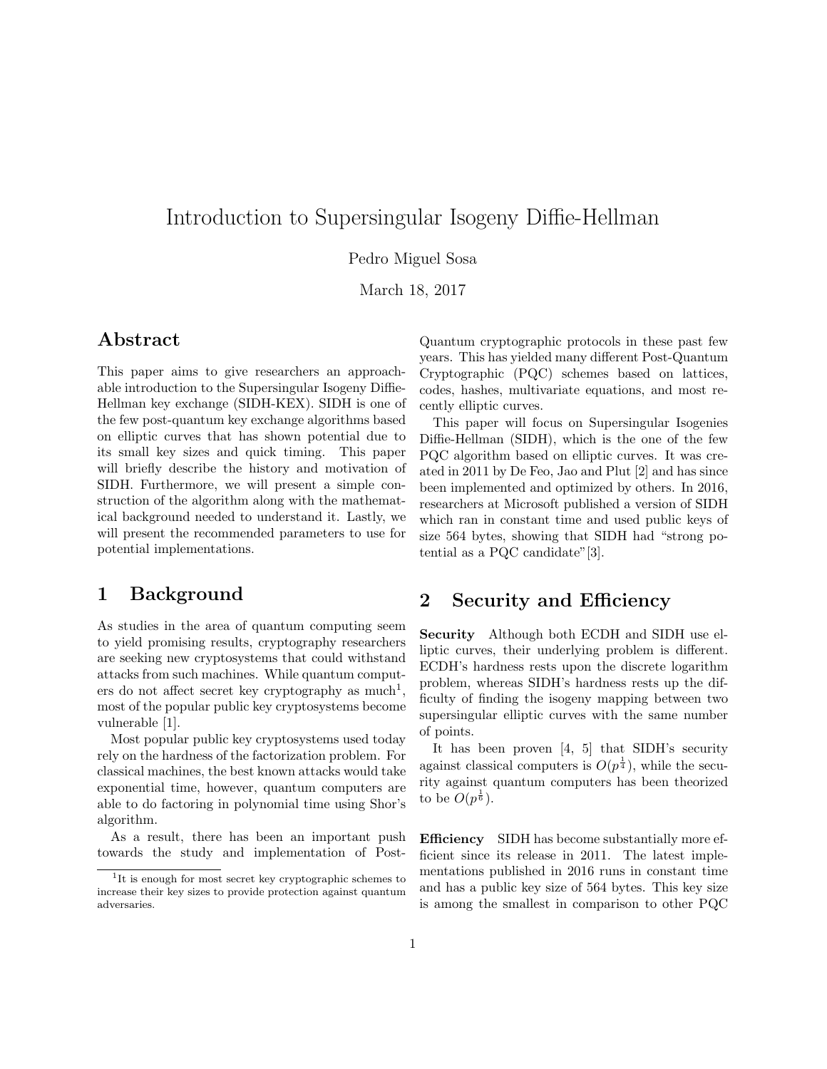# Introduction to Supersingular Isogeny Diffie-Hellman

Pedro Miguel Sosa

March 18, 2017

## Abstract

This paper aims to give researchers an approachable introduction to the Supersingular Isogeny Diffie-Hellman key exchange (SIDH-KEX). SIDH is one of the few post-quantum key exchange algorithms based on elliptic curves that has shown potential due to its small key sizes and quick timing. This paper will briefly describe the history and motivation of SIDH. Furthermore, we will present a simple construction of the algorithm along with the mathematical background needed to understand it. Lastly, we will present the recommended parameters to use for potential implementations.

## 1 Background

As studies in the area of quantum computing seem to yield promising results, cryptography researchers are seeking new cryptosystems that could withstand attacks from such machines. While quantum computers do not affect secret key cryptography as much[1], most of the popular public key cryptosystems become vulnerable [1].

Most popular public key cryptosystems used today rely on the hardness of the factorization problem. For classical machines, the best known attacks would take exponential time, however, quantum computers are able to do factoring in polynomial time using Shor's algorithm.

As a result, there has been an important push towards the study and implementation of Post-Quantum cryptographic protocols in these past few years. This has yielded many different Post-Quantum Cryptographic (PQC) schemes based on lattices, codes, hashes, multivariate equations, and most recently elliptic curves.

This paper will focus on Supersingular Isogenies Diffie-Hellman (SIDH), which is the one of the few PQC algorithm based on elliptic curves. It was created in 2011 by De Feo, Jao and Plut [2] and has since been implemented and optimized by others. In 2016, researchers at Microsoft published a version of SIDH which ran in constant time and used public keys of size 564 bytes, showing that SIDH had "strong potential as a PQC candidate"[3].

[1] It is enough for most secret key cryptographic schemes to increase their key sizes to provide protection against quantum adversaries.

## 2 Security and Efficiency

**Security** Although both ECDH and SIDH use elliptic curves, their underlying problem is different. ECDH's hardness rests upon the discrete logarithm problem, whereas SIDH's hardness rests up the difficulty of finding the isogeny mapping between two supersingular elliptic curves with the same number of points.

It has been proven [4, 5] that SIDH's security against classical computers is $O(p^{\frac{1}{4}})$, while the security against quantum computers has been theorized to be $O(p^{\frac{1}{6}})$.

**Efficiency** SIDH has become substantially more efficient since its release in 2011. The latest implementations published in 2016 runs in constant time and has a public key size of 564 bytes. This key size is among the smallest in comparison to other PQC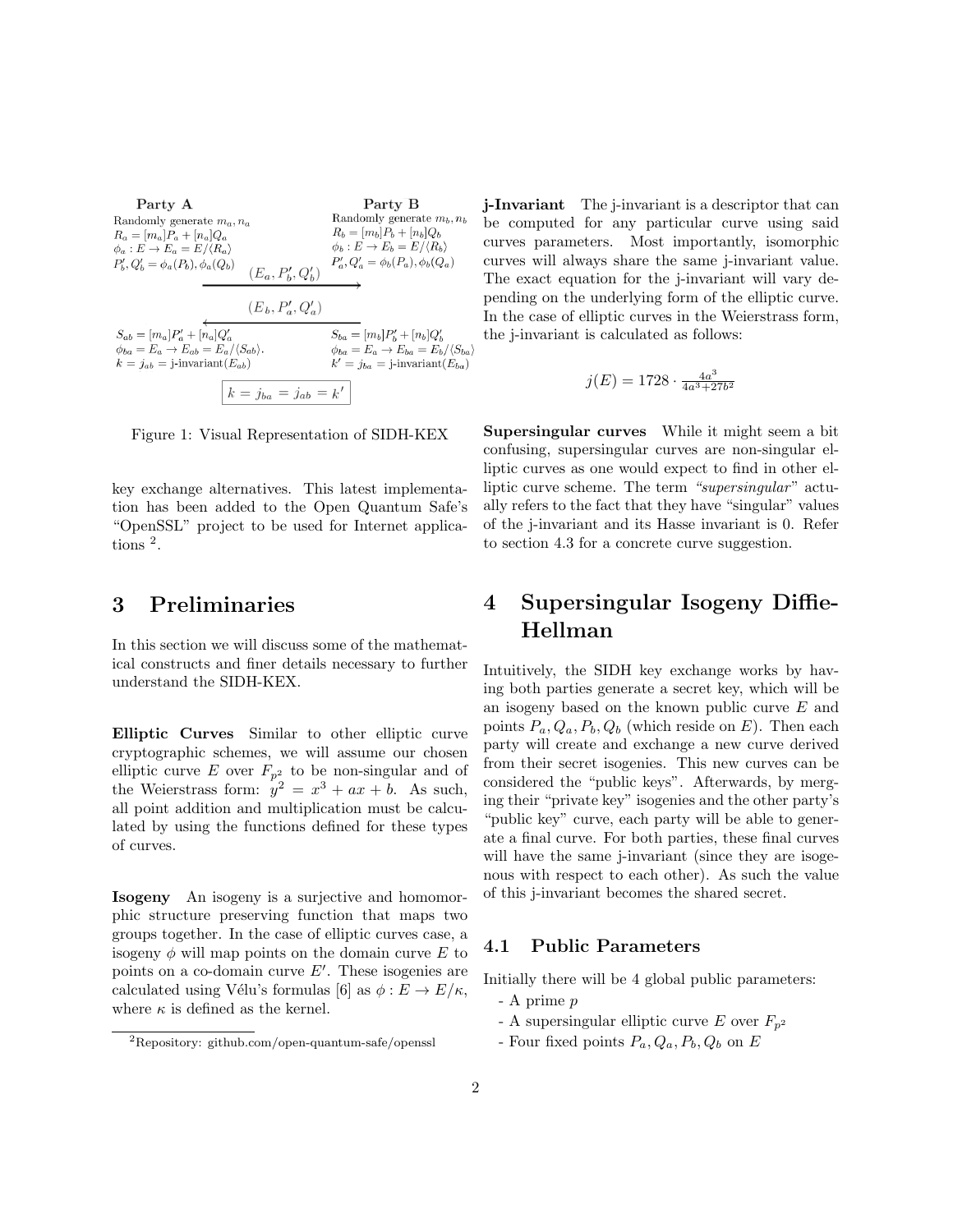| Party A | | Party B |
|---|---|---|
| Randomly generate $m_a, n_a$ | | Randomly generate $m_b, n_b$ |
| $R_a = [m_a]P_a + [n_a]Q_a$ | | $R_b = [m_b]P_b + [n_b]Q_b$ |
| $\phi_a : E \rightarrow E_a = E/\langle R_a \rangle$ | | $\phi_b : E \rightarrow E_b = E/\langle R_b \rangle$ |
| $P'_b, Q'_b = \phi_a(P_b), \phi_a(Q_b)$ | | $P'_a, Q'_a = \phi_b(P_a), \phi_b(Q_a)$ |
| | $(E_a, P'_b, Q'_b) \longrightarrow$ | |
| | $\longleftarrow (E_b, P'_a, Q'_a)$ | |
| $S_{ab} = [m_a]P'_a + [n_a]Q'_a$ | | $S_{ba} = [m_b]P'_b + [n_b]Q'_b$ |
| $\phi_{ba} = E_a \rightarrow E_{ab} = E_a/\langle S_{ab} \rangle$. | | $\phi_{ba} = E_a \rightarrow E_{ba} = E_b/\langle S_{ba} \rangle$ |
| $k = j_{ab} =$ j-invariant$(E_{ab})$ | | $k' = j_{ba} =$ j-invariant$(E_{ba})$ |
| | $k = j_{ba} = j_{ab} = k'$ | |

Figure 1: Visual Representation of SIDH-KEX

key exchange alternatives. This latest implementation has been added to the Open Quantum Safe's "OpenSSL" project to be used for Internet applications [2].

# 3 Preliminaries

In this section we will discuss some of the mathematical constructs and finer details necessary to further understand the SIDH-KEX.

**Elliptic Curves** Similar to other elliptic curve cryptographic schemes, we will assume our chosen elliptic curve $E$ over $F_{p^2}$ to be non-singular and of the Weierstrass form: $y^2 = x^3 + ax + b$. As such, all point addition and multiplication must be calculated by using the functions defined for these types of curves.

**Isogeny** An isogeny is a surjective and homomorphic structure preserving function that maps two groups together. In the case of elliptic curves case, a isogeny $\phi$ will map points on the domain curve $E$ to points on a co-domain curve $E'$. These isogenies are calculated using Vélu's formulas [6] as $\phi : E \rightarrow E/\kappa$, where $\kappa$ is defined as the kernel.

[2] Repository: github.com/open-quantum-safe/openssl

**j-Invariant** The j-invariant is a descriptor that can be computed for any particular curve using said curves parameters. Most importantly, isomorphic curves will always share the same j-invariant value. The exact equation for the j-invariant will vary depending on the underlying form of the elliptic curve. In the case of elliptic curves in the Weierstrass form, the j-invariant is calculated as follows:

$$j(E) = 1728 \cdot \frac{4a^3}{4a^3 + 27b^2}$$

**Supersingular curves** While it might seem a bit confusing, supersingular curves are non-singular elliptic curves as one would expect to find in other elliptic curve scheme. The term *"supersingular"* actually refers to the fact that they have "singular" values of the j-invariant and its Hasse invariant is 0. Refer to section 4.3 for a concrete curve suggestion.

# 4 Supersingular Isogeny Diffie-Hellman

Intuitively, the SIDH key exchange works by having both parties generate a secret key, which will be an isogeny based on the known public curve $E$ and points $P_a, Q_a, P_b, Q_b$ (which reside on $E$). Then each party will create and exchange a new curve derived from their secret isogenies. This new curves can be considered the "public keys". Afterwards, by merging their "private key" isogenies and the other party's "public key" curve, each party will be able to generate a final curve. For both parties, these final curves will have the same j-invariant (since they are isogenous with respect to each other). As such the value of this j-invariant becomes the shared secret.

## 4.1 Public Parameters

Initially there will be 4 global public parameters:

- A prime $p$
- A supersingular elliptic curve $E$ over $F_{p^2}$
- Four fixed points $P_a, Q_a, P_b, Q_b$ on $E$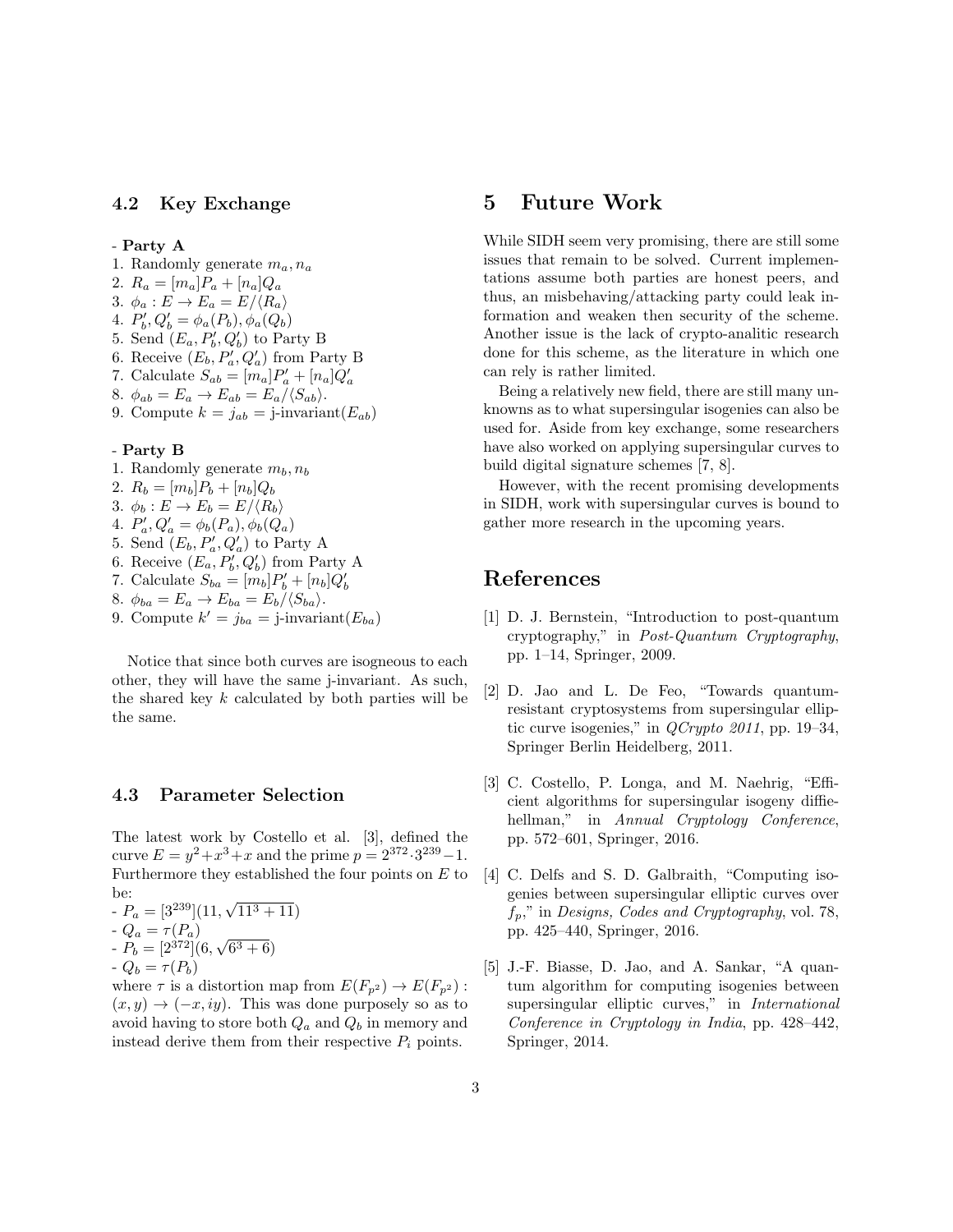### 4.2 Key Exchange

- **Party A**

1. Randomly generate $m_a, n_a$
2. $R_a = [m_a]P_a + [n_a]Q_a$
3. $\phi_a : E \to E_a = E/\langle R_a \rangle$
4. $P'_b, Q'_b = \phi_a(P_b), \phi_a(Q_b)$
5. Send $(E_a, P'_b, Q'_b)$ to Party B
6. Receive $(E_b, P'_a, Q'_a)$ from Party B
7. Calculate $S_{ab} = [m_a]P'_a + [n_a]Q'_a$
8. $\phi_{ab} = E_a \to E_{ab} = E_a/\langle S_{ab} \rangle$.
9. Compute $k = j_{ab} = \text{j-invariant}(E_{ab})$

- **Party B**

1. Randomly generate $m_b, n_b$
2. $R_b = [m_b]P_b + [n_b]Q_b$
3. $\phi_b : E \to E_b = E/\langle R_b \rangle$
4. $P'_a, Q'_a = \phi_b(P_a), \phi_b(Q_a)$
5. Send $(E_b, P'_a, Q'_a)$ to Party A
6. Receive $(E_a, P'_b, Q'_b)$ from Party A
7. Calculate $S_{ba} = [m_b]P'_b + [n_b]Q'_b$
8. $\phi_{ba} = E_a \to E_{ba} = E_b/\langle S_{ba} \rangle$.
9. Compute $k' = j_{ba} = \text{j-invariant}(E_{ba})$

Notice that since both curves are isogneous to each other, they will have the same j-invariant. As such, the shared key $k$ calculated by both parties will be the same.

### 4.3 Parameter Selection

The latest work by Costello et al. [3], defined the curve $E = y^2 + x^3 + x$ and the prime $p = 2^{372} \cdot 3^{239} - 1$. Furthermore they established the four points on $E$ to be:

- $P_a = [3^{239}](11, \sqrt{11^3 + 11})$
- $Q_a = \tau(P_a)$
- $P_b = [2^{372}](6, \sqrt{6^3 + 6})$
- $Q_b = \tau(P_b)$

where $\tau$ is a distortion map from $E(F_{p^2}) \to E(F_{p^2}) : (x, y) \to (-x, iy)$. This was done purposely so as to avoid having to store both $Q_a$ and $Q_b$ in memory and instead derive them from their respective $P_i$ points.

# 5 Future Work

While SIDH seem very promising, there are still some issues that remain to be solved. Current implementations assume both parties are honest peers, and thus, an misbehaving/attacking party could leak information and weaken then security of the scheme. Another issue is the lack of crypto-analitic research done for this scheme, as the literature in which one can rely is rather limited.

Being a relatively new field, there are still many unknowns as to what supersingular isogenies can also be used for. Aside from key exchange, some researchers have also worked on applying supersingular curves to build digital signature schemes [7, 8].

However, with the recent promising developments in SIDH, work with supersingular curves is bound to gather more research in the upcoming years.

# References

[1] D. J. Bernstein, "Introduction to post-quantum cryptography," in *Post-Quantum Cryptography*, pp. 1–14, Springer, 2009.

[2] D. Jao and L. De Feo, "Towards quantum-resistant cryptosystems from supersingular elliptic curve isogenies," in *QCrypto 2011*, pp. 19–34, Springer Berlin Heidelberg, 2011.

[3] C. Costello, P. Longa, and M. Naehrig, "Efficient algorithms for supersingular isogeny diffie-hellman," in *Annual Cryptology Conference*, pp. 572–601, Springer, 2016.

[4] C. Delfs and S. D. Galbraith, "Computing isogenies between supersingular elliptic curves over $f_p$," in *Designs, Codes and Cryptography*, vol. 78, pp. 425–440, Springer, 2016.

[5] J.-F. Biasse, D. Jao, and A. Sankar, "A quantum algorithm for computing isogenies between supersingular elliptic curves," in *International Conference in Cryptology in India*, pp. 428–442, Springer, 2014.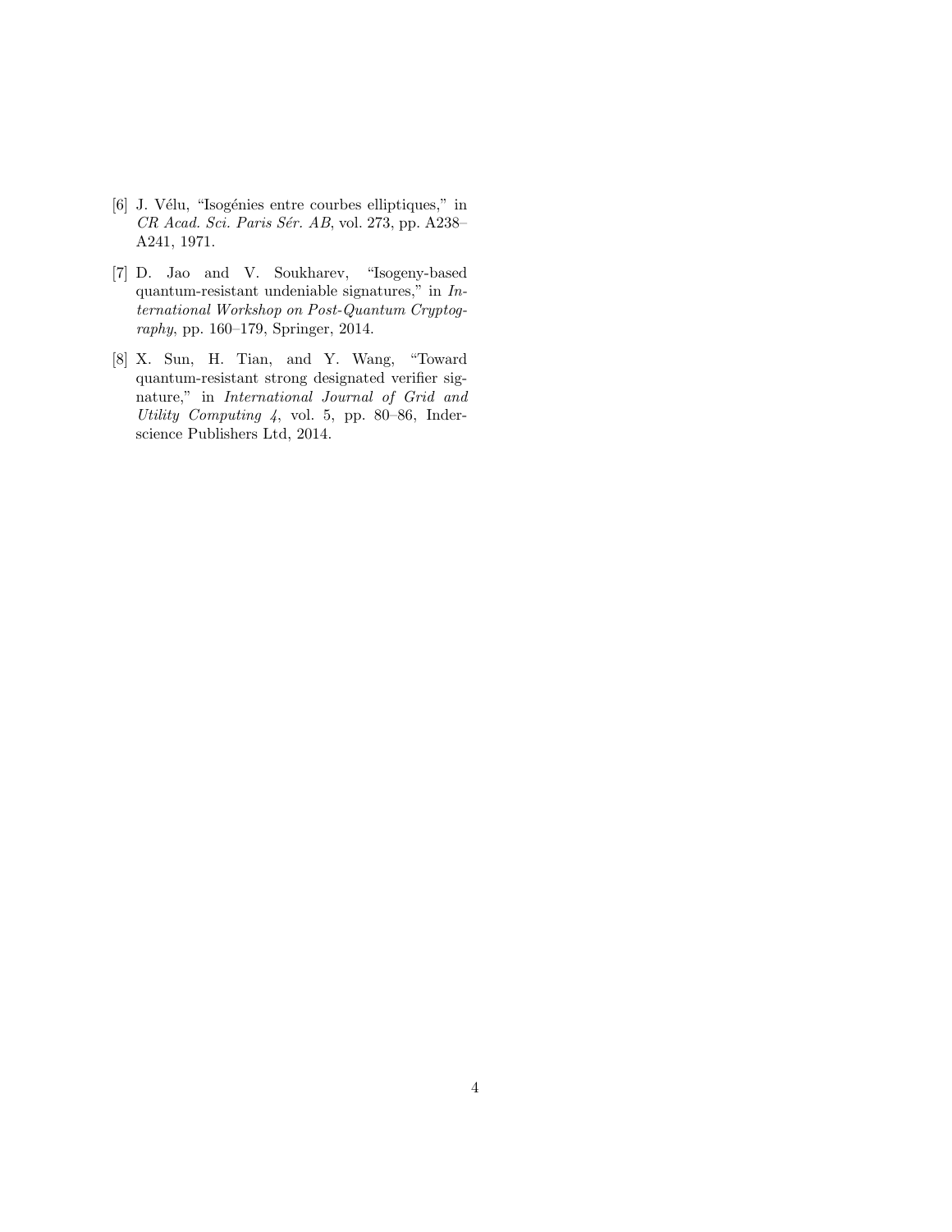[6] J. Vélu, "Isogénies entre courbes elliptiques," in *CR Acad. Sci. Paris Sér. AB*, vol. 273, pp. A238–A241, 1971.

[7] D. Jao and V. Soukharev, "Isogeny-based quantum-resistant undeniable signatures," in *International Workshop on Post-Quantum Cryptography*, pp. 160–179, Springer, 2014.

[8] X. Sun, H. Tian, and Y. Wang, "Toward quantum-resistant strong designated verifier signature," in *International Journal of Grid and Utility Computing 4*, vol. 5, pp. 80–86, Inderscience Publishers Ltd, 2014.